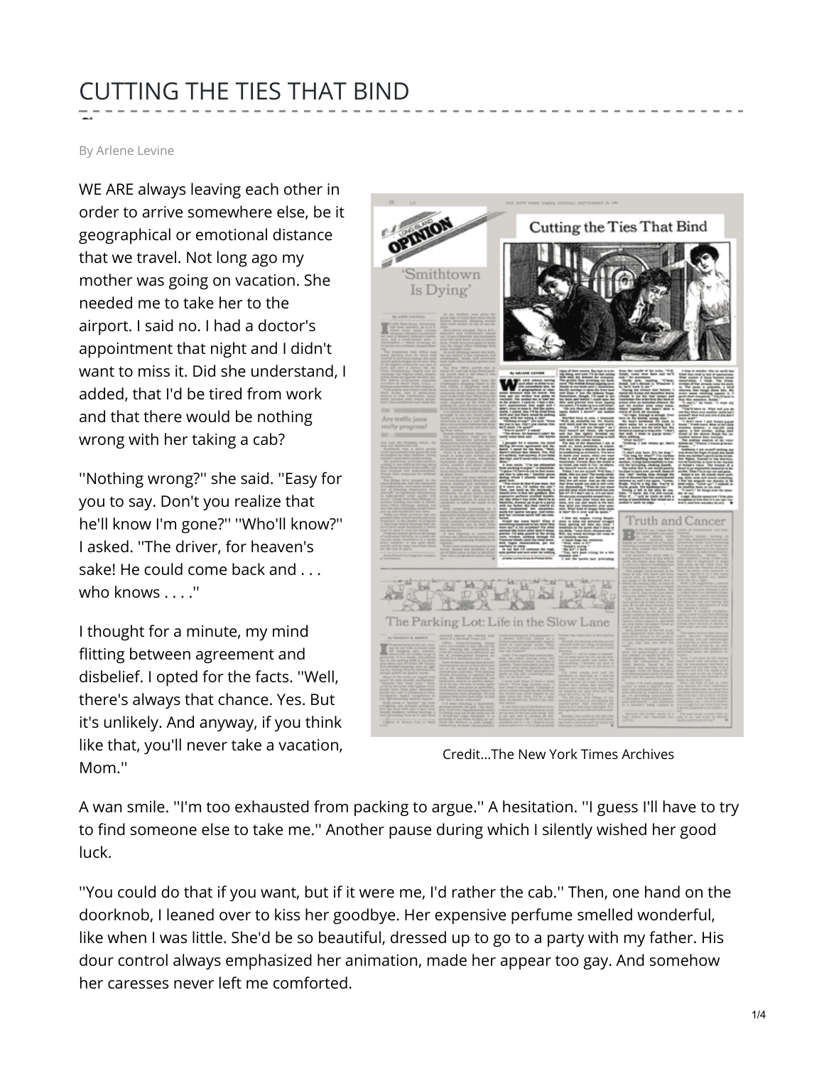# CUTTING THE TIES THAT BIND

By Arlene Levine

WE ARE always leaving each other in order to arrive somewhere else, be it geographical or emotional distance that we travel. Not long ago my mother was going on vacation. She needed me to take her to the airport. I said no. I had a doctor's appointment that night and I didn't want to miss it. Did she understand, I added, that I'd be tired from work and that there would be nothing wrong with her taking a cab?

''Nothing wrong?'' she said. ''Easy for you to say. Don't you realize that he'll know I'm gone?'' ''Who'll know?'' I asked. ''The driver, for heaven's sake! He could come back and . . . who knows . . . .''

I thought for a minute, my mind flitting between agreement and disbelief. I opted for the facts. ''Well, there's always that chance. Yes. But it's unlikely. And anyway, if you think like that, you'll never take a vacation, Mom.''

Credit...The New York Times Archives

A wan smile. ''I'm too exhausted from packing to argue.'' A hesitation. ''I guess I'll have to try to find someone else to take me.'' Another pause during which I silently wished her good luck.

''You could do that if you want, but if it were me, I'd rather the cab.'' Then, one hand on the doorknob, I leaned over to kiss her goodbye. Her expensive perfume smelled wonderful, like when I was little. She'd be so beautiful, dressed up to go to a party with my father. His dour control always emphasized her animation, made her appear too gay. And somehow her caresses never left me comforted.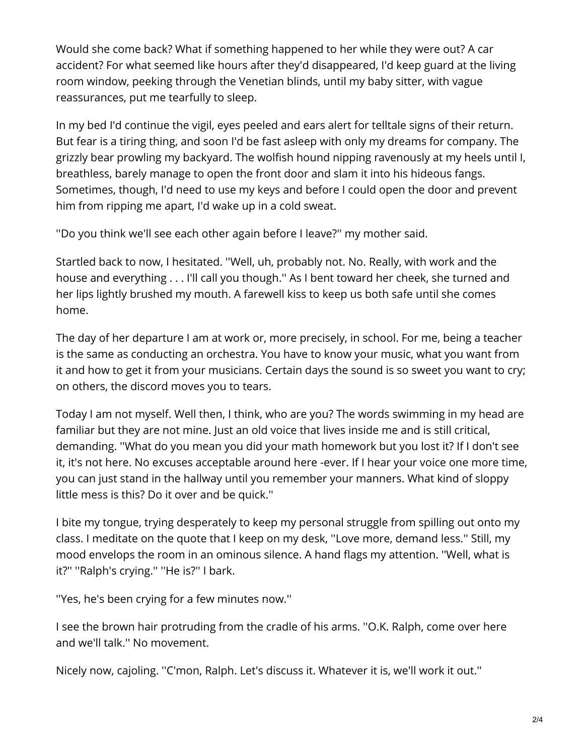Would she come back? What if something happened to her while they were out? A car accident? For what seemed like hours after they'd disappeared, I'd keep guard at the living room window, peeking through the Venetian blinds, until my baby sitter, with vague reassurances, put me tearfully to sleep.

In my bed I'd continue the vigil, eyes peeled and ears alert for telltale signs of their return. But fear is a tiring thing, and soon I'd be fast asleep with only my dreams for company. The grizzly bear prowling my backyard. The wolfish hound nipping ravenously at my heels until I, breathless, barely manage to open the front door and slam it into his hideous fangs. Sometimes, though, I'd need to use my keys and before I could open the door and prevent him from ripping me apart, I'd wake up in a cold sweat.

''Do you think we'll see each other again before I leave?'' my mother said.

Startled back to now, I hesitated. ''Well, uh, probably not. No. Really, with work and the house and everything . . . I'll call you though.'' As I bent toward her cheek, she turned and her lips lightly brushed my mouth. A farewell kiss to keep us both safe until she comes home.

The day of her departure I am at work or, more precisely, in school. For me, being a teacher is the same as conducting an orchestra. You have to know your music, what you want from it and how to get it from your musicians. Certain days the sound is so sweet you want to cry; on others, the discord moves you to tears.

Today I am not myself. Well then, I think, who are you? The words swimming in my head are familiar but they are not mine. Just an old voice that lives inside me and is still critical, demanding. ''What do you mean you did your math homework but you lost it? If I don't see it, it's not here. No excuses acceptable around here -ever. If I hear your voice one more time, you can just stand in the hallway until you remember your manners. What kind of sloppy little mess is this? Do it over and be quick.''

I bite my tongue, trying desperately to keep my personal struggle from spilling out onto my class. I meditate on the quote that I keep on my desk, ''Love more, demand less.'' Still, my mood envelops the room in an ominous silence. A hand flags my attention. ''Well, what is it?'' ''Ralph's crying.'' ''He is?'' I bark.

''Yes, he's been crying for a few minutes now.''

I see the brown hair protruding from the cradle of his arms. ''O.K. Ralph, come over here and we'll talk.'' No movement.

Nicely now, cajoling. ''C'mon, Ralph. Let's discuss it. Whatever it is, we'll work it out.''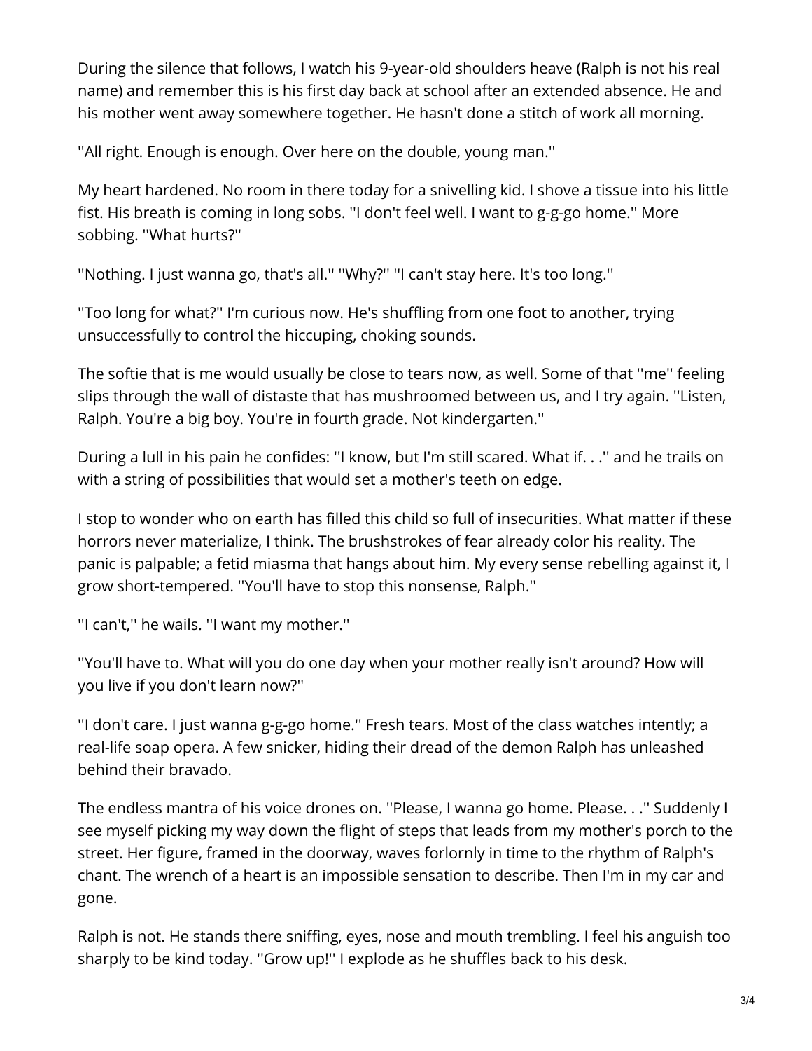During the silence that follows, I watch his 9-year-old shoulders heave (Ralph is not his real name) and remember this is his first day back at school after an extended absence. He and his mother went away somewhere together. He hasn't done a stitch of work all morning.

''All right. Enough is enough. Over here on the double, young man.''

My heart hardened. No room in there today for a snivelling kid. I shove a tissue into his little fist. His breath is coming in long sobs. ''I don't feel well. I want to g-g-go home.'' More sobbing. ''What hurts?''

''Nothing. I just wanna go, that's all.'' ''Why?'' ''I can't stay here. It's too long.''

''Too long for what?'' I'm curious now. He's shuffling from one foot to another, trying unsuccessfully to control the hiccuping, choking sounds.

The softie that is me would usually be close to tears now, as well. Some of that ''me'' feeling slips through the wall of distaste that has mushroomed between us, and I try again. ''Listen, Ralph. You're a big boy. You're in fourth grade. Not kindergarten.''

During a lull in his pain he confides: ''I know, but I'm still scared. What if. . .'' and he trails on with a string of possibilities that would set a mother's teeth on edge.

I stop to wonder who on earth has filled this child so full of insecurities. What matter if these horrors never materialize, I think. The brushstrokes of fear already color his reality. The panic is palpable; a fetid miasma that hangs about him. My every sense rebelling against it, I grow short-tempered. ''You'll have to stop this nonsense, Ralph.''

''I can't,'' he wails. ''I want my mother.''

''You'll have to. What will you do one day when your mother really isn't around? How will you live if you don't learn now?''

''I don't care. I just wanna g-g-go home.'' Fresh tears. Most of the class watches intently; a real-life soap opera. A few snicker, hiding their dread of the demon Ralph has unleashed behind their bravado.

The endless mantra of his voice drones on. ''Please, I wanna go home. Please. . .'' Suddenly I see myself picking my way down the flight of steps that leads from my mother's porch to the street. Her figure, framed in the doorway, waves forlornly in time to the rhythm of Ralph's chant. The wrench of a heart is an impossible sensation to describe. Then I'm in my car and gone.

Ralph is not. He stands there sniffing, eyes, nose and mouth trembling. I feel his anguish too sharply to be kind today. ''Grow up!'' I explode as he shuffles back to his desk.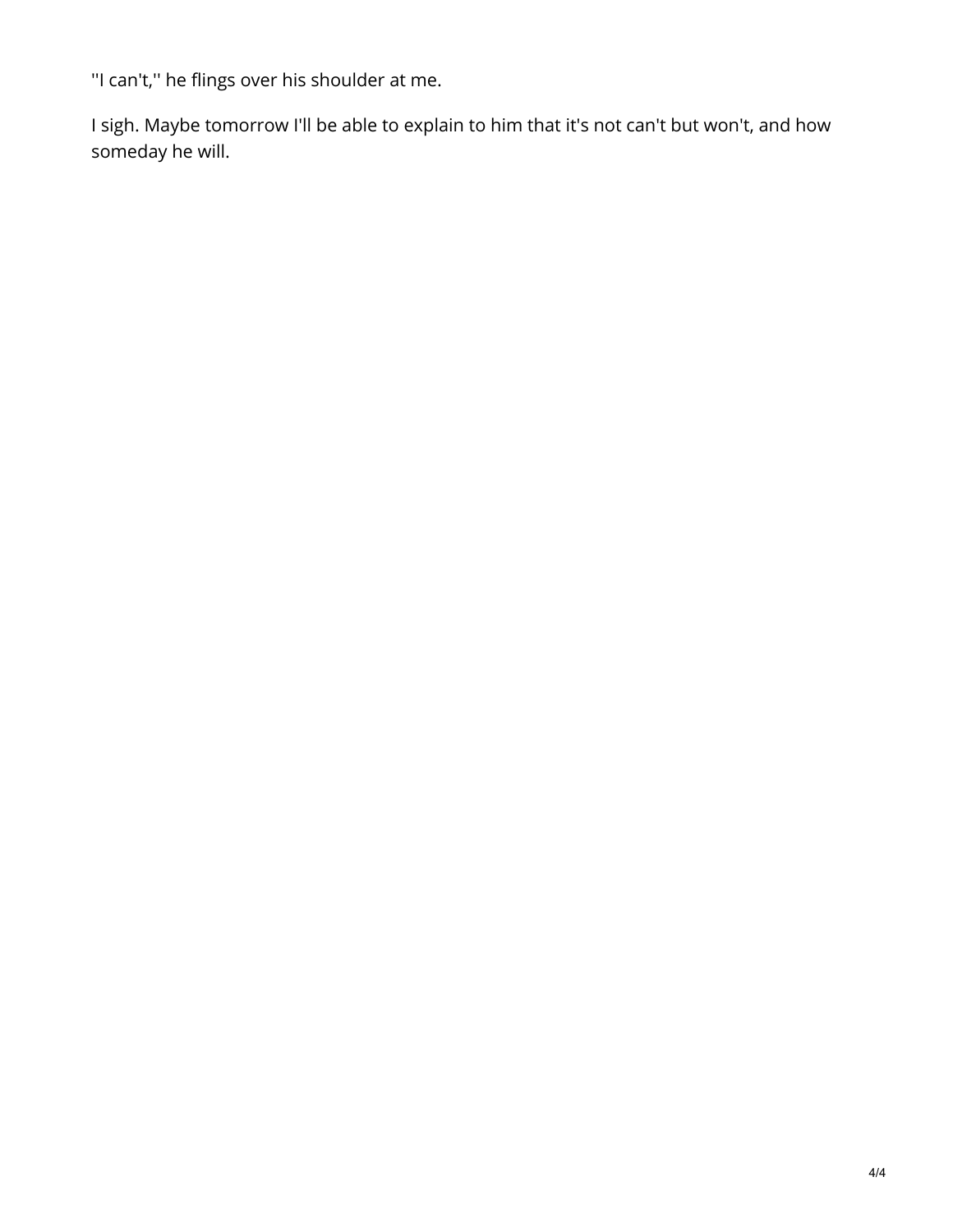''I can't,'' he flings over his shoulder at me.

I sigh. Maybe tomorrow I'll be able to explain to him that it's not can't but won't, and how someday he will.